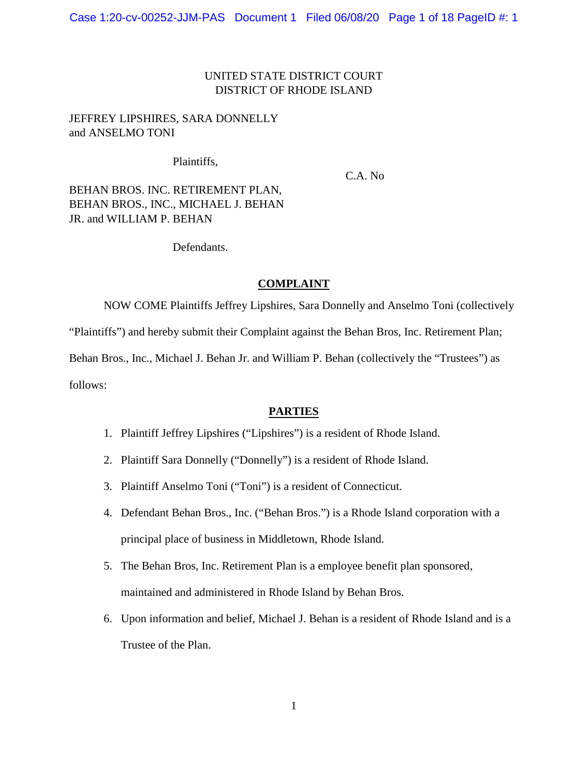UNITED STATE DISTRICT COURT
DISTRICT OF RHODE ISLAND

JEFFREY LIPSHIRES, SARA DONNELLY
and ANSELMO TONI

Plaintiffs,

C.A. No

BEHAN BROS. INC. RETIREMENT PLAN,
BEHAN BROS., INC., MICHAEL J. BEHAN
JR. and WILLIAM P. BEHAN

Defendants.

## COMPLAINT

NOW COME Plaintiffs Jeffrey Lipshires, Sara Donnelly and Anselmo Toni (collectively "Plaintiffs") and hereby submit their Complaint against the Behan Bros, Inc. Retirement Plan; Behan Bros., Inc., Michael J. Behan Jr. and William P. Behan (collectively the "Trustees") as follows:

## PARTIES

1. Plaintiff Jeffrey Lipshires ("Lipshires") is a resident of Rhode Island.
2. Plaintiff Sara Donnelly ("Donnelly") is a resident of Rhode Island.
3. Plaintiff Anselmo Toni ("Toni") is a resident of Connecticut.
4. Defendant Behan Bros., Inc. ("Behan Bros.") is a Rhode Island corporation with a principal place of business in Middletown, Rhode Island.
5. The Behan Bros, Inc. Retirement Plan is a employee benefit plan sponsored, maintained and administered in Rhode Island by Behan Bros.
6. Upon information and belief, Michael J. Behan is a resident of Rhode Island and is a Trustee of the Plan.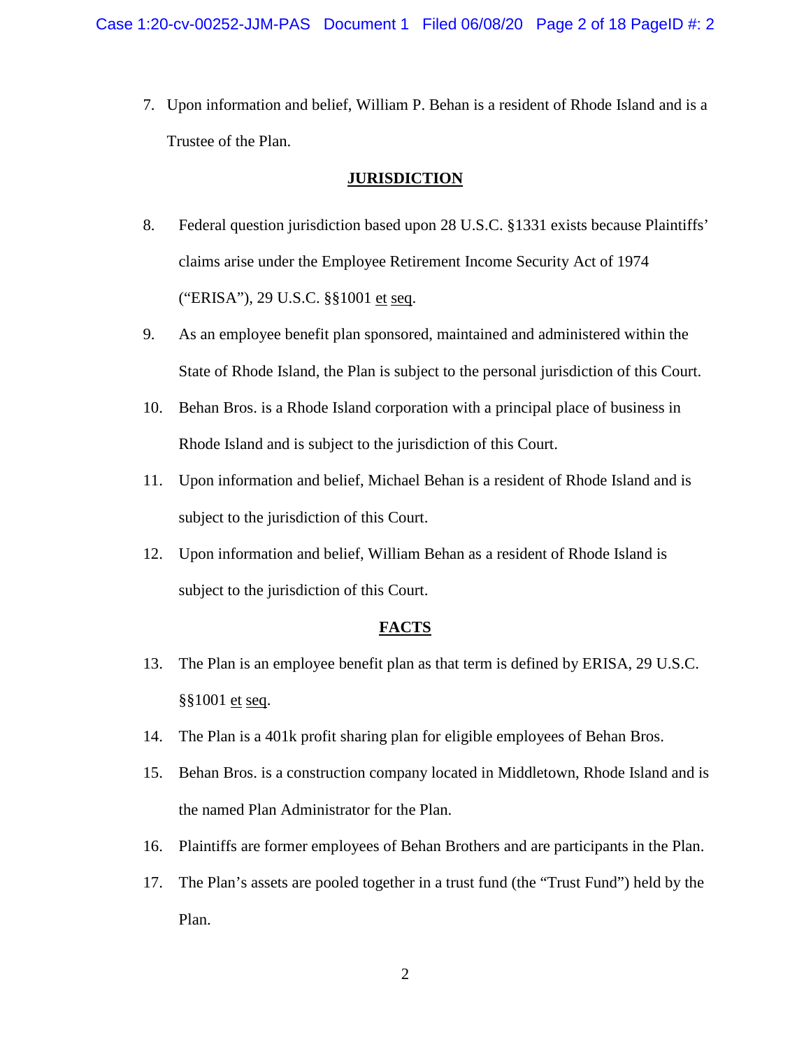7. Upon information and belief, William P. Behan is a resident of Rhode Island and is a Trustee of the Plan.

## JURISDICTION

8. Federal question jurisdiction based upon 28 U.S.C. §1331 exists because Plaintiffs' claims arise under the Employee Retirement Income Security Act of 1974 ("ERISA"), 29 U.S.C. §§1001 et seq.

9. As an employee benefit plan sponsored, maintained and administered within the State of Rhode Island, the Plan is subject to the personal jurisdiction of this Court.

10. Behan Bros. is a Rhode Island corporation with a principal place of business in Rhode Island and is subject to the jurisdiction of this Court.

11. Upon information and belief, Michael Behan is a resident of Rhode Island and is subject to the jurisdiction of this Court.

12. Upon information and belief, William Behan as a resident of Rhode Island is subject to the jurisdiction of this Court.

## FACTS

13. The Plan is an employee benefit plan as that term is defined by ERISA, 29 U.S.C. §§1001 et seq.

14. The Plan is a 401k profit sharing plan for eligible employees of Behan Bros.

15. Behan Bros. is a construction company located in Middletown, Rhode Island and is the named Plan Administrator for the Plan.

16. Plaintiffs are former employees of Behan Brothers and are participants in the Plan.

17. The Plan's assets are pooled together in a trust fund (the "Trust Fund") held by the Plan.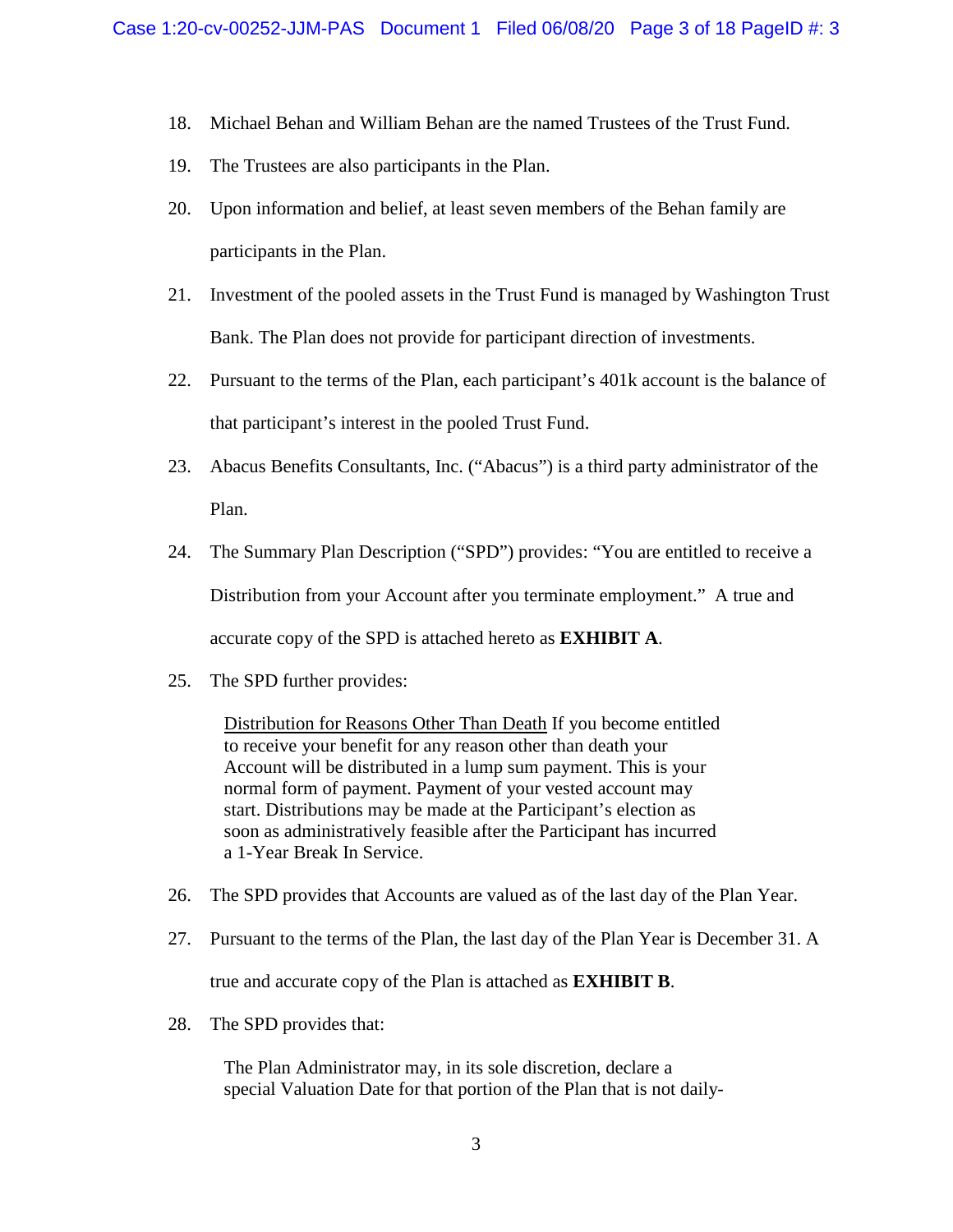18. Michael Behan and William Behan are the named Trustees of the Trust Fund.

19. The Trustees are also participants in the Plan.

20. Upon information and belief, at least seven members of the Behan family are participants in the Plan.

21. Investment of the pooled assets in the Trust Fund is managed by Washington Trust Bank. The Plan does not provide for participant direction of investments.

22. Pursuant to the terms of the Plan, each participant's 401k account is the balance of that participant's interest in the pooled Trust Fund.

23. Abacus Benefits Consultants, Inc. ("Abacus") is a third party administrator of the Plan.

24. The Summary Plan Description ("SPD") provides: "You are entitled to receive a Distribution from your Account after you terminate employment." A true and accurate copy of the SPD is attached hereto as **EXHIBIT A**.

25. The SPD further provides:

> Distribution for Reasons Other Than Death If you become entitled to receive your benefit for any reason other than death your Account will be distributed in a lump sum payment. This is your normal form of payment. Payment of your vested account may start. Distributions may be made at the Participant's election as soon as administratively feasible after the Participant has incurred a 1-Year Break In Service.

26. The SPD provides that Accounts are valued as of the last day of the Plan Year.

27. Pursuant to the terms of the Plan, the last day of the Plan Year is December 31. A true and accurate copy of the Plan is attached as **EXHIBIT B**.

28. The SPD provides that:

> The Plan Administrator may, in its sole discretion, declare a special Valuation Date for that portion of the Plan that is not daily-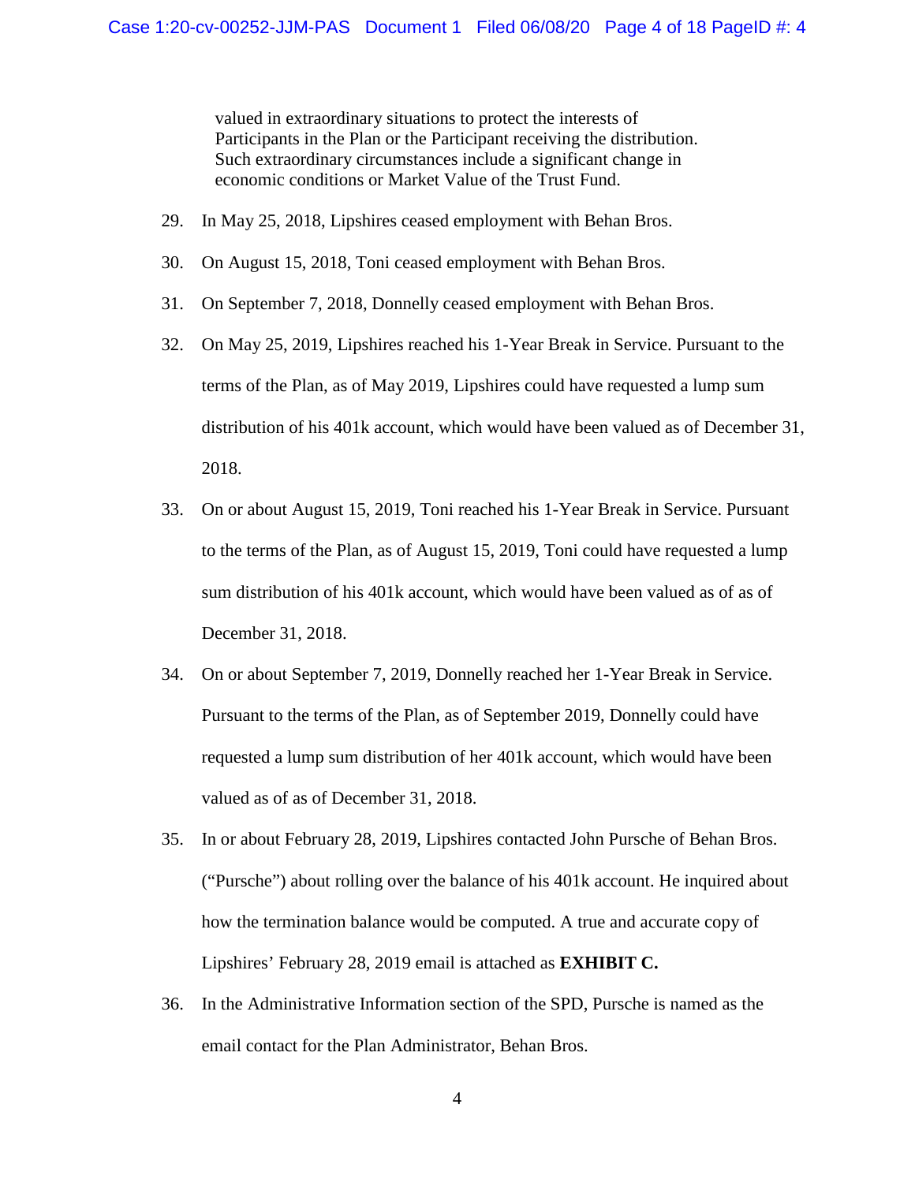> valued in extraordinary situations to protect the interests of Participants in the Plan or the Participant receiving the distribution. Such extraordinary circumstances include a significant change in economic conditions or Market Value of the Trust Fund.

29. In May 25, 2018, Lipshires ceased employment with Behan Bros.

30. On August 15, 2018, Toni ceased employment with Behan Bros.

31. On September 7, 2018, Donnelly ceased employment with Behan Bros.

32. On May 25, 2019, Lipshires reached his 1-Year Break in Service. Pursuant to the terms of the Plan, as of May 2019, Lipshires could have requested a lump sum distribution of his 401k account, which would have been valued as of December 31, 2018.

33. On or about August 15, 2019, Toni reached his 1-Year Break in Service. Pursuant to the terms of the Plan, as of August 15, 2019, Toni could have requested a lump sum distribution of his 401k account, which would have been valued as of as of December 31, 2018.

34. On or about September 7, 2019, Donnelly reached her 1-Year Break in Service. Pursuant to the terms of the Plan, as of September 2019, Donnelly could have requested a lump sum distribution of her 401k account, which would have been valued as of as of December 31, 2018.

35. In or about February 28, 2019, Lipshires contacted John Pursche of Behan Bros. ("Pursche") about rolling over the balance of his 401k account. He inquired about how the termination balance would be computed. A true and accurate copy of Lipshires' February 28, 2019 email is attached as **EXHIBIT C.**

36. In the Administrative Information section of the SPD, Pursche is named as the email contact for the Plan Administrator, Behan Bros.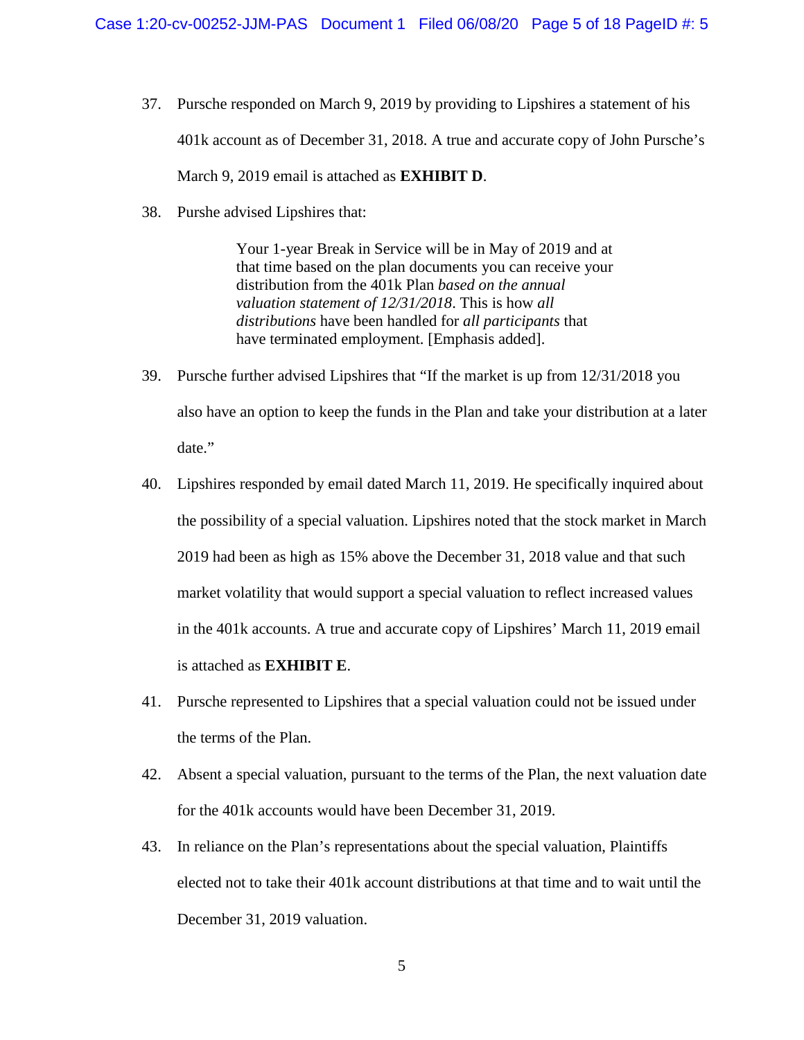37. Pursche responded on March 9, 2019 by providing to Lipshires a statement of his 401k account as of December 31, 2018. A true and accurate copy of John Pursche's March 9, 2019 email is attached as **EXHIBIT D**.

38. Purshe advised Lipshires that:

> Your 1-year Break in Service will be in May of 2019 and at that time based on the plan documents you can receive your distribution from the 401k Plan *based on the annual valuation statement of 12/31/2018*. This is how *all distributions* have been handled for *all participants* that have terminated employment. [Emphasis added].

39. Pursche further advised Lipshires that "If the market is up from 12/31/2018 you also have an option to keep the funds in the Plan and take your distribution at a later date."

40. Lipshires responded by email dated March 11, 2019. He specifically inquired about the possibility of a special valuation. Lipshires noted that the stock market in March 2019 had been as high as 15% above the December 31, 2018 value and that such market volatility that would support a special valuation to reflect increased values in the 401k accounts. A true and accurate copy of Lipshires' March 11, 2019 email is attached as **EXHIBIT E**.

41. Pursche represented to Lipshires that a special valuation could not be issued under the terms of the Plan.

42. Absent a special valuation, pursuant to the terms of the Plan, the next valuation date for the 401k accounts would have been December 31, 2019.

43. In reliance on the Plan's representations about the special valuation, Plaintiffs elected not to take their 401k account distributions at that time and to wait until the December 31, 2019 valuation.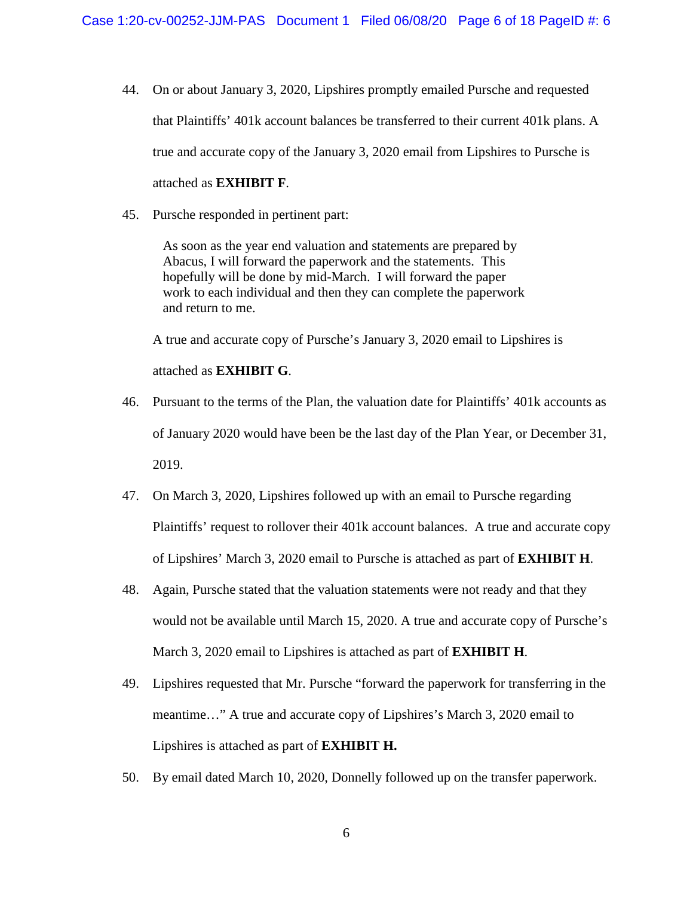44. On or about January 3, 2020, Lipshires promptly emailed Pursche and requested that Plaintiffs' 401k account balances be transferred to their current 401k plans. A true and accurate copy of the January 3, 2020 email from Lipshires to Pursche is attached as **EXHIBIT F**.

45. Pursche responded in pertinent part:

> As soon as the year end valuation and statements are prepared by Abacus, I will forward the paperwork and the statements. This hopefully will be done by mid-March. I will forward the paper work to each individual and then they can complete the paperwork and return to me.

A true and accurate copy of Pursche's January 3, 2020 email to Lipshires is attached as **EXHIBIT G**.

46. Pursuant to the terms of the Plan, the valuation date for Plaintiffs' 401k accounts as of January 2020 would have been be the last day of the Plan Year, or December 31, 2019.

47. On March 3, 2020, Lipshires followed up with an email to Pursche regarding Plaintiffs' request to rollover their 401k account balances. A true and accurate copy of Lipshires' March 3, 2020 email to Pursche is attached as part of **EXHIBIT H**.

48. Again, Pursche stated that the valuation statements were not ready and that they would not be available until March 15, 2020. A true and accurate copy of Pursche's March 3, 2020 email to Lipshires is attached as part of **EXHIBIT H**.

49. Lipshires requested that Mr. Pursche "forward the paperwork for transferring in the meantime…" A true and accurate copy of Lipshires's March 3, 2020 email to Lipshires is attached as part of **EXHIBIT H.**

50. By email dated March 10, 2020, Donnelly followed up on the transfer paperwork.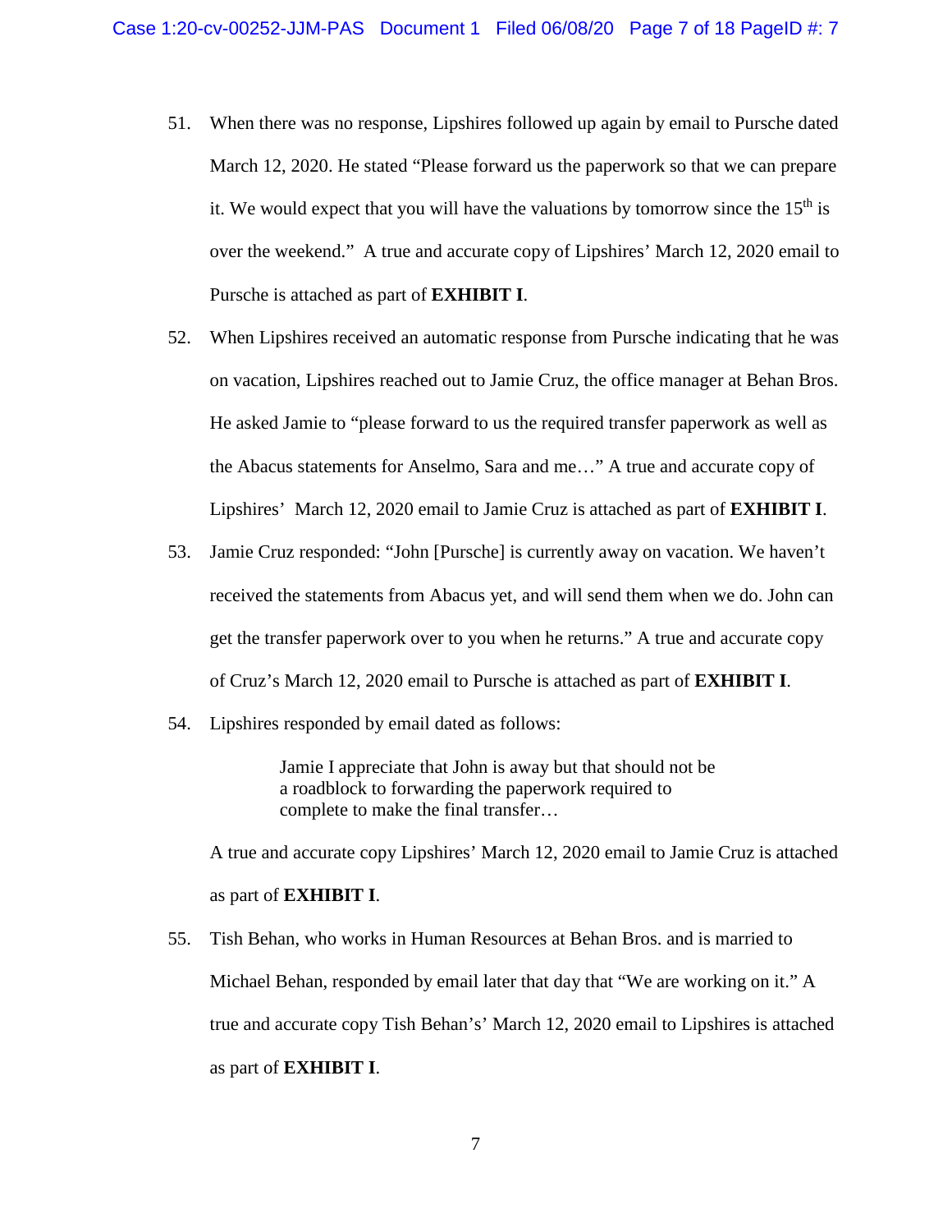51. When there was no response, Lipshires followed up again by email to Pursche dated March 12, 2020. He stated "Please forward us the paperwork so that we can prepare it. We would expect that you will have the valuations by tomorrow since the 15th is over the weekend." A true and accurate copy of Lipshires' March 12, 2020 email to Pursche is attached as part of **EXHIBIT I**.

52. When Lipshires received an automatic response from Pursche indicating that he was on vacation, Lipshires reached out to Jamie Cruz, the office manager at Behan Bros. He asked Jamie to "please forward to us the required transfer paperwork as well as the Abacus statements for Anselmo, Sara and me…" A true and accurate copy of Lipshires' March 12, 2020 email to Jamie Cruz is attached as part of **EXHIBIT I**.

53. Jamie Cruz responded: "John [Pursche] is currently away on vacation. We haven't received the statements from Abacus yet, and will send them when we do. John can get the transfer paperwork over to you when he returns." A true and accurate copy of Cruz's March 12, 2020 email to Pursche is attached as part of **EXHIBIT I**.

54. Lipshires responded by email dated as follows:

> Jamie I appreciate that John is away but that should not be a roadblock to forwarding the paperwork required to complete to make the final transfer…

A true and accurate copy Lipshires' March 12, 2020 email to Jamie Cruz is attached as part of **EXHIBIT I**.

55. Tish Behan, who works in Human Resources at Behan Bros. and is married to Michael Behan, responded by email later that day that "We are working on it." A true and accurate copy Tish Behan's' March 12, 2020 email to Lipshires is attached as part of **EXHIBIT I**.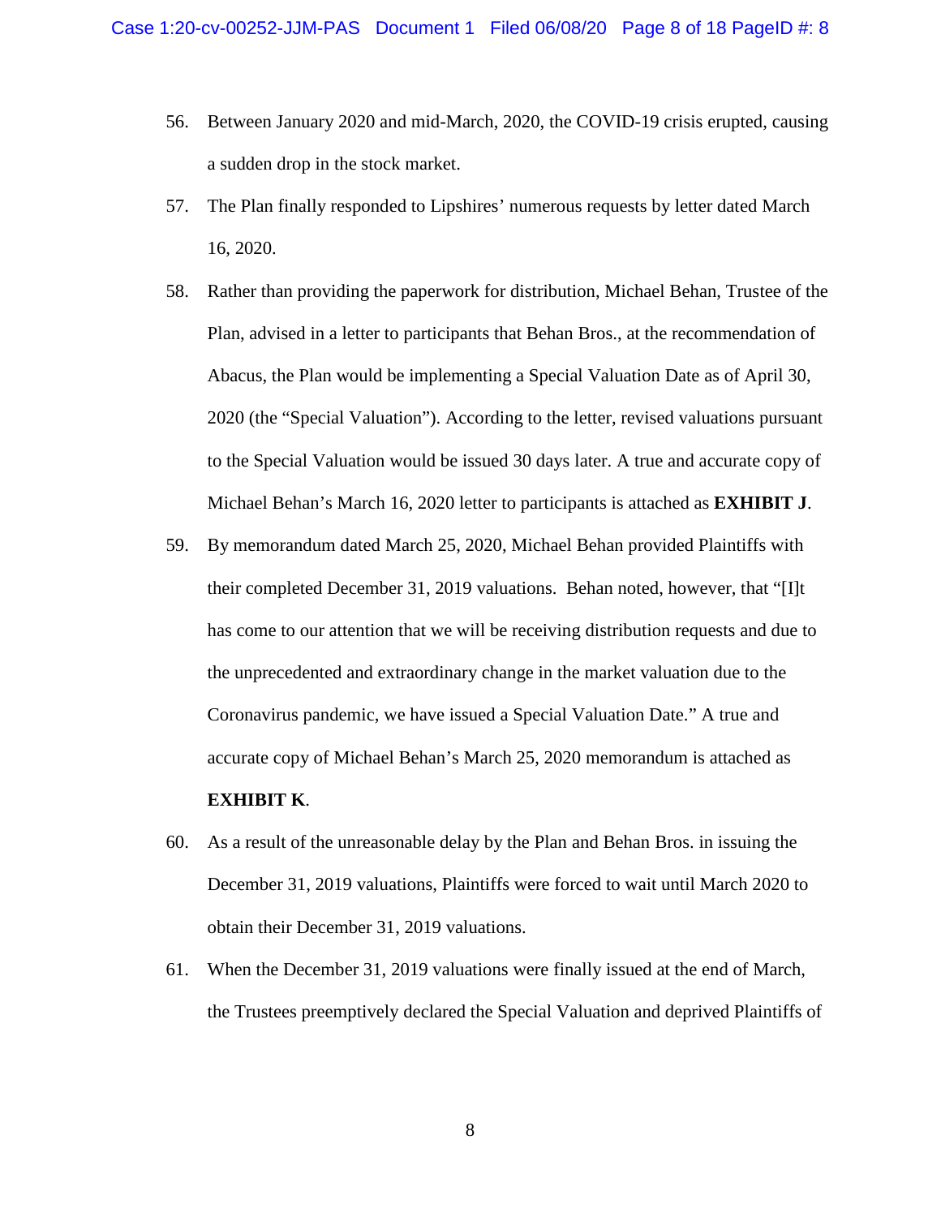56. Between January 2020 and mid-March, 2020, the COVID-19 crisis erupted, causing a sudden drop in the stock market.

57. The Plan finally responded to Lipshires' numerous requests by letter dated March 16, 2020.

58. Rather than providing the paperwork for distribution, Michael Behan, Trustee of the Plan, advised in a letter to participants that Behan Bros., at the recommendation of Abacus, the Plan would be implementing a Special Valuation Date as of April 30, 2020 (the "Special Valuation"). According to the letter, revised valuations pursuant to the Special Valuation would be issued 30 days later. A true and accurate copy of Michael Behan's March 16, 2020 letter to participants is attached as **EXHIBIT J**.

59. By memorandum dated March 25, 2020, Michael Behan provided Plaintiffs with their completed December 31, 2019 valuations. Behan noted, however, that "[I]t has come to our attention that we will be receiving distribution requests and due to the unprecedented and extraordinary change in the market valuation due to the Coronavirus pandemic, we have issued a Special Valuation Date." A true and accurate copy of Michael Behan's March 25, 2020 memorandum is attached as **EXHIBIT K**.

60. As a result of the unreasonable delay by the Plan and Behan Bros. in issuing the December 31, 2019 valuations, Plaintiffs were forced to wait until March 2020 to obtain their December 31, 2019 valuations.

61. When the December 31, 2019 valuations were finally issued at the end of March, the Trustees preemptively declared the Special Valuation and deprived Plaintiffs of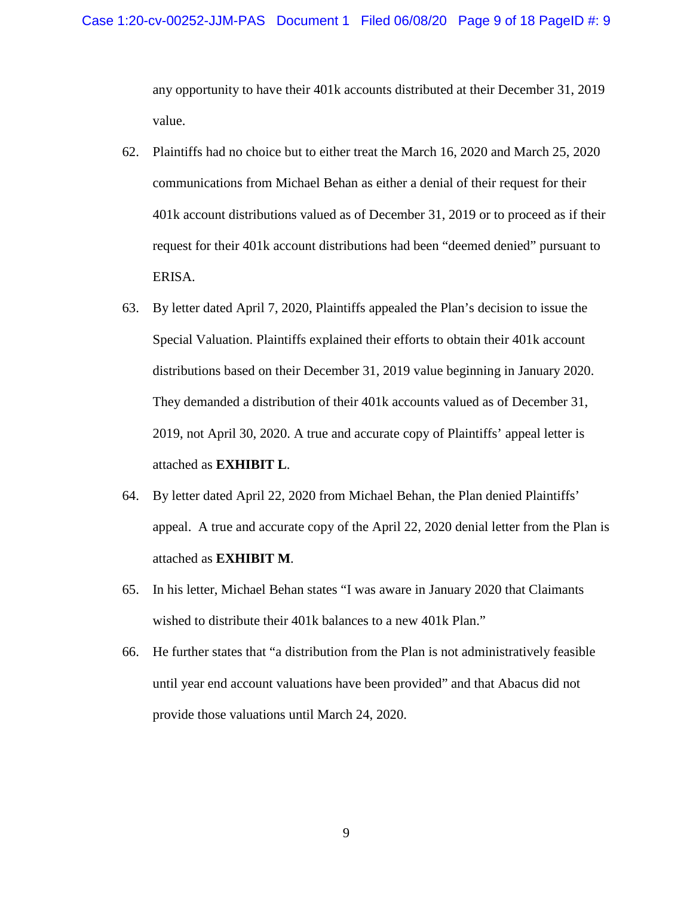any opportunity to have their 401k accounts distributed at their December 31, 2019 value.

62. Plaintiffs had no choice but to either treat the March 16, 2020 and March 25, 2020 communications from Michael Behan as either a denial of their request for their 401k account distributions valued as of December 31, 2019 or to proceed as if their request for their 401k account distributions had been "deemed denied" pursuant to ERISA.

63. By letter dated April 7, 2020, Plaintiffs appealed the Plan's decision to issue the Special Valuation. Plaintiffs explained their efforts to obtain their 401k account distributions based on their December 31, 2019 value beginning in January 2020. They demanded a distribution of their 401k accounts valued as of December 31, 2019, not April 30, 2020. A true and accurate copy of Plaintiffs' appeal letter is attached as **EXHIBIT L**.

64. By letter dated April 22, 2020 from Michael Behan, the Plan denied Plaintiffs' appeal. A true and accurate copy of the April 22, 2020 denial letter from the Plan is attached as **EXHIBIT M**.

65. In his letter, Michael Behan states "I was aware in January 2020 that Claimants wished to distribute their 401k balances to a new 401k Plan."

66. He further states that "a distribution from the Plan is not administratively feasible until year end account valuations have been provided" and that Abacus did not provide those valuations until March 24, 2020.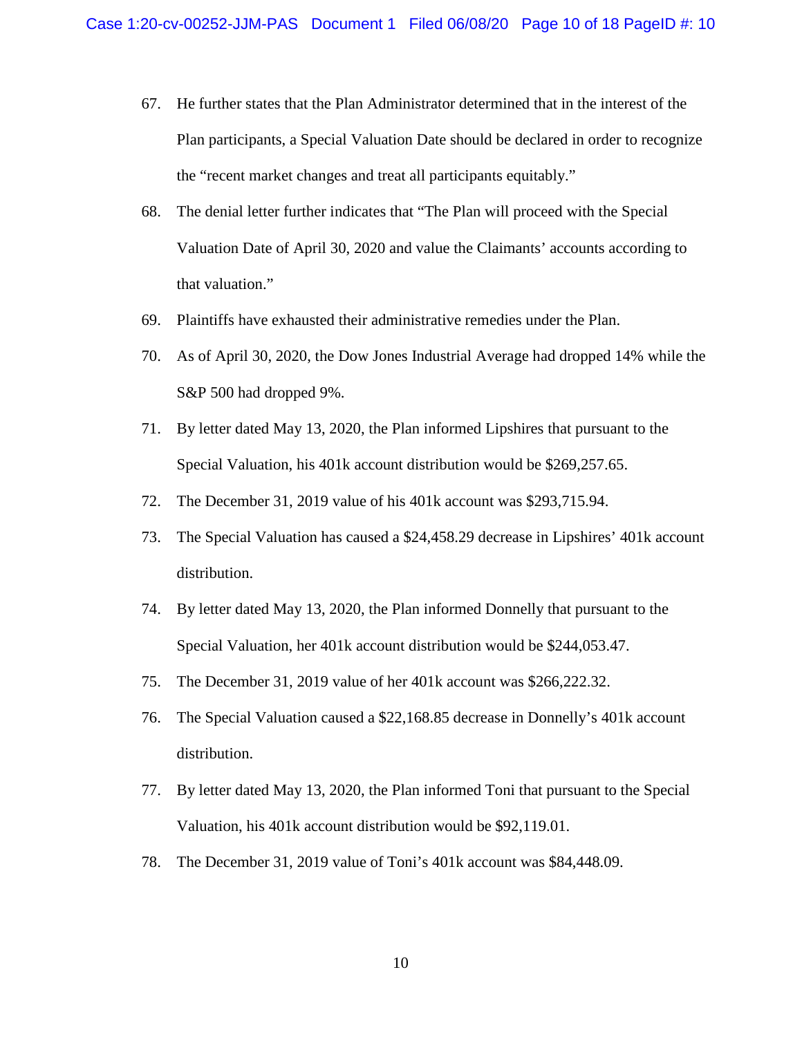67. He further states that the Plan Administrator determined that in the interest of the Plan participants, a Special Valuation Date should be declared in order to recognize the "recent market changes and treat all participants equitably."

68. The denial letter further indicates that "The Plan will proceed with the Special Valuation Date of April 30, 2020 and value the Claimants' accounts according to that valuation."

69. Plaintiffs have exhausted their administrative remedies under the Plan.

70. As of April 30, 2020, the Dow Jones Industrial Average had dropped 14% while the S&P 500 had dropped 9%.

71. By letter dated May 13, 2020, the Plan informed Lipshires that pursuant to the Special Valuation, his 401k account distribution would be $269,257.65.

72. The December 31, 2019 value of his 401k account was $293,715.94.

73. The Special Valuation has caused a $24,458.29 decrease in Lipshires' 401k account distribution.

74. By letter dated May 13, 2020, the Plan informed Donnelly that pursuant to the Special Valuation, her 401k account distribution would be $244,053.47.

75. The December 31, 2019 value of her 401k account was $266,222.32.

76. The Special Valuation caused a $22,168.85 decrease in Donnelly's 401k account distribution.

77. By letter dated May 13, 2020, the Plan informed Toni that pursuant to the Special Valuation, his 401k account distribution would be $92,119.01.

78. The December 31, 2019 value of Toni's 401k account was $84,448.09.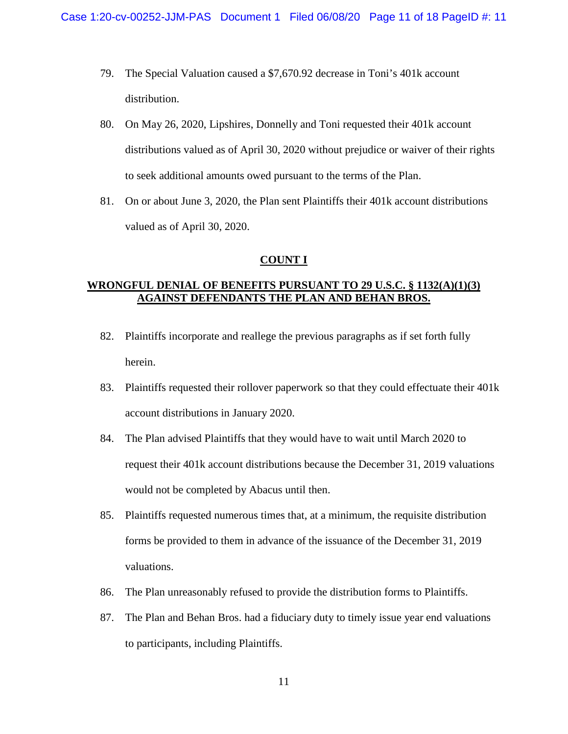79. The Special Valuation caused a $7,670.92 decrease in Toni's 401k account distribution.

80. On May 26, 2020, Lipshires, Donnelly and Toni requested their 401k account distributions valued as of April 30, 2020 without prejudice or waiver of their rights to seek additional amounts owed pursuant to the terms of the Plan.

81. On or about June 3, 2020, the Plan sent Plaintiffs their 401k account distributions valued as of April 30, 2020.

## COUNT I

## WRONGFUL DENIAL OF BENEFITS PURSUANT TO 29 U.S.C. § 1132(A)(1)(3) AGAINST DEFENDANTS THE PLAN AND BEHAN BROS.

82. Plaintiffs incorporate and reallege the previous paragraphs as if set forth fully herein.

83. Plaintiffs requested their rollover paperwork so that they could effectuate their 401k account distributions in January 2020.

84. The Plan advised Plaintiffs that they would have to wait until March 2020 to request their 401k account distributions because the December 31, 2019 valuations would not be completed by Abacus until then.

85. Plaintiffs requested numerous times that, at a minimum, the requisite distribution forms be provided to them in advance of the issuance of the December 31, 2019 valuations.

86. The Plan unreasonably refused to provide the distribution forms to Plaintiffs.

87. The Plan and Behan Bros. had a fiduciary duty to timely issue year end valuations to participants, including Plaintiffs.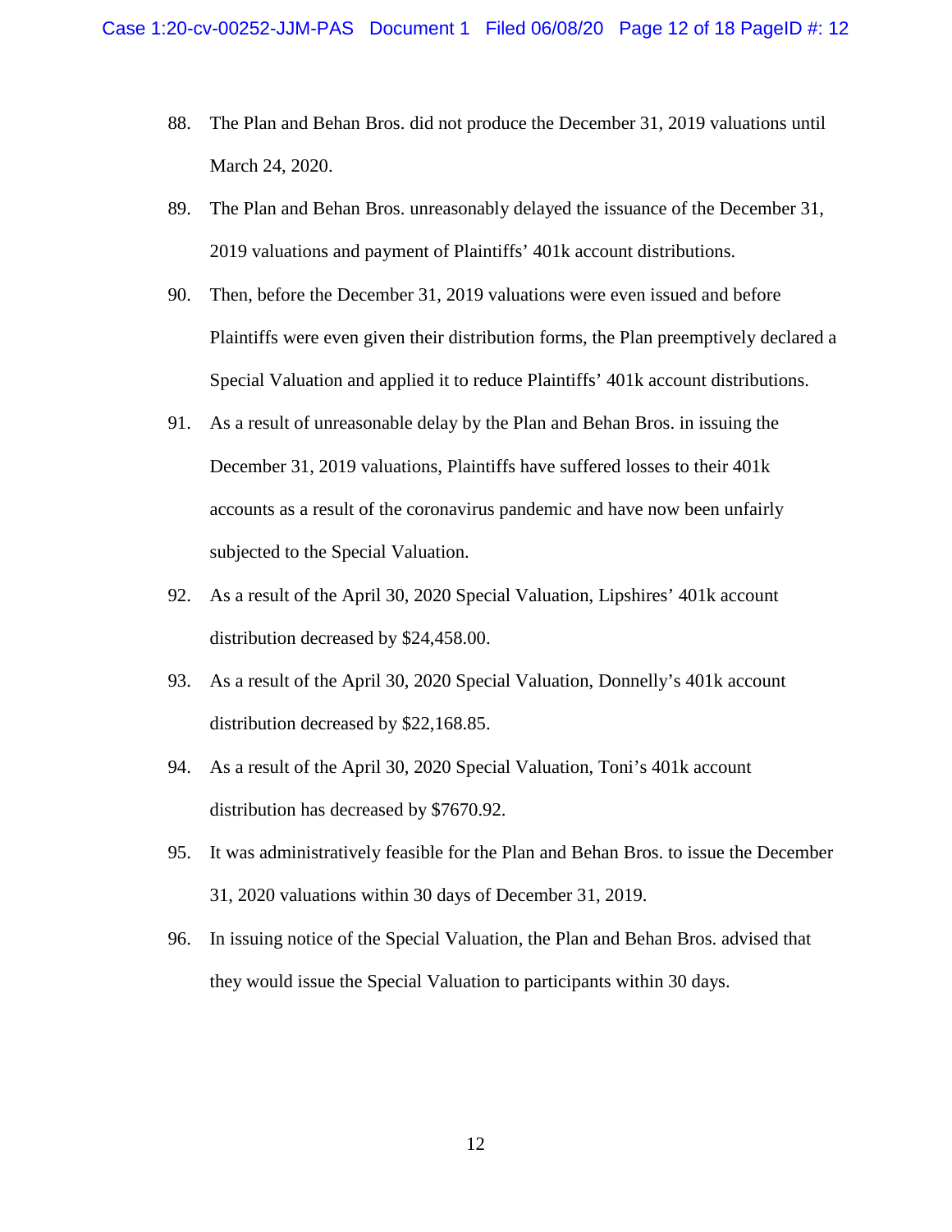88. The Plan and Behan Bros. did not produce the December 31, 2019 valuations until March 24, 2020.

89. The Plan and Behan Bros. unreasonably delayed the issuance of the December 31, 2019 valuations and payment of Plaintiffs' 401k account distributions.

90. Then, before the December 31, 2019 valuations were even issued and before Plaintiffs were even given their distribution forms, the Plan preemptively declared a Special Valuation and applied it to reduce Plaintiffs' 401k account distributions.

91. As a result of unreasonable delay by the Plan and Behan Bros. in issuing the December 31, 2019 valuations, Plaintiffs have suffered losses to their 401k accounts as a result of the coronavirus pandemic and have now been unfairly subjected to the Special Valuation.

92. As a result of the April 30, 2020 Special Valuation, Lipshires' 401k account distribution decreased by $24,458.00.

93. As a result of the April 30, 2020 Special Valuation, Donnelly's 401k account distribution decreased by $22,168.85.

94. As a result of the April 30, 2020 Special Valuation, Toni's 401k account distribution has decreased by $7670.92.

95. It was administratively feasible for the Plan and Behan Bros. to issue the December 31, 2020 valuations within 30 days of December 31, 2019.

96. In issuing notice of the Special Valuation, the Plan and Behan Bros. advised that they would issue the Special Valuation to participants within 30 days.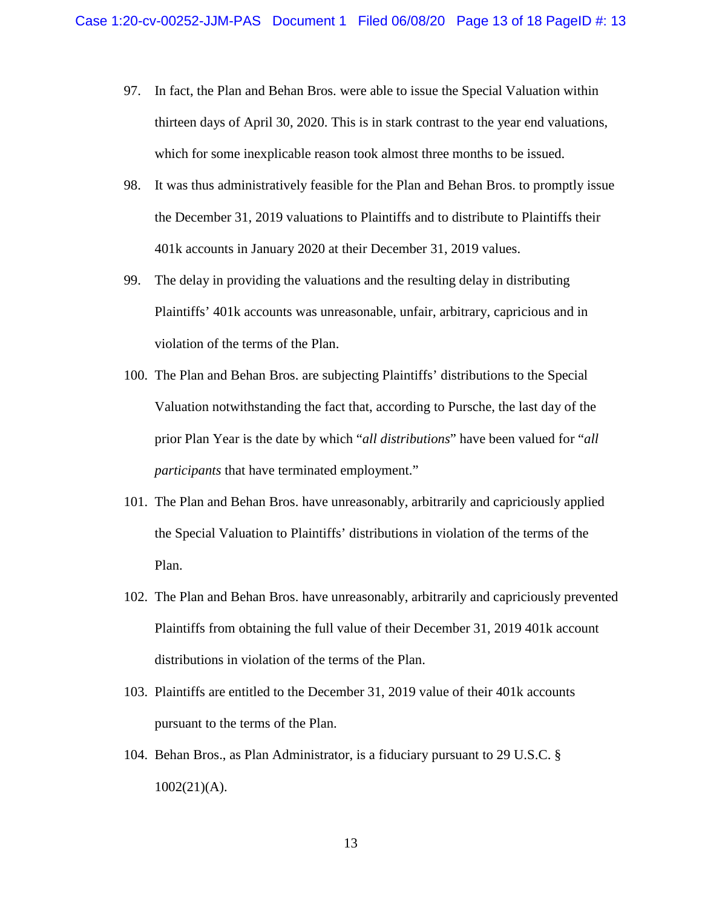97. In fact, the Plan and Behan Bros. were able to issue the Special Valuation within thirteen days of April 30, 2020. This is in stark contrast to the year end valuations, which for some inexplicable reason took almost three months to be issued.

98. It was thus administratively feasible for the Plan and Behan Bros. to promptly issue the December 31, 2019 valuations to Plaintiffs and to distribute to Plaintiffs their 401k accounts in January 2020 at their December 31, 2019 values.

99. The delay in providing the valuations and the resulting delay in distributing Plaintiffs' 401k accounts was unreasonable, unfair, arbitrary, capricious and in violation of the terms of the Plan.

100. The Plan and Behan Bros. are subjecting Plaintiffs' distributions to the Special Valuation notwithstanding the fact that, according to Pursche, the last day of the prior Plan Year is the date by which "*all distributions*" have been valued for "*all participants* that have terminated employment."

101. The Plan and Behan Bros. have unreasonably, arbitrarily and capriciously applied the Special Valuation to Plaintiffs' distributions in violation of the terms of the Plan.

102. The Plan and Behan Bros. have unreasonably, arbitrarily and capriciously prevented Plaintiffs from obtaining the full value of their December 31, 2019 401k account distributions in violation of the terms of the Plan.

103. Plaintiffs are entitled to the December 31, 2019 value of their 401k accounts pursuant to the terms of the Plan.

104. Behan Bros., as Plan Administrator, is a fiduciary pursuant to 29 U.S.C. § 1002(21)(A).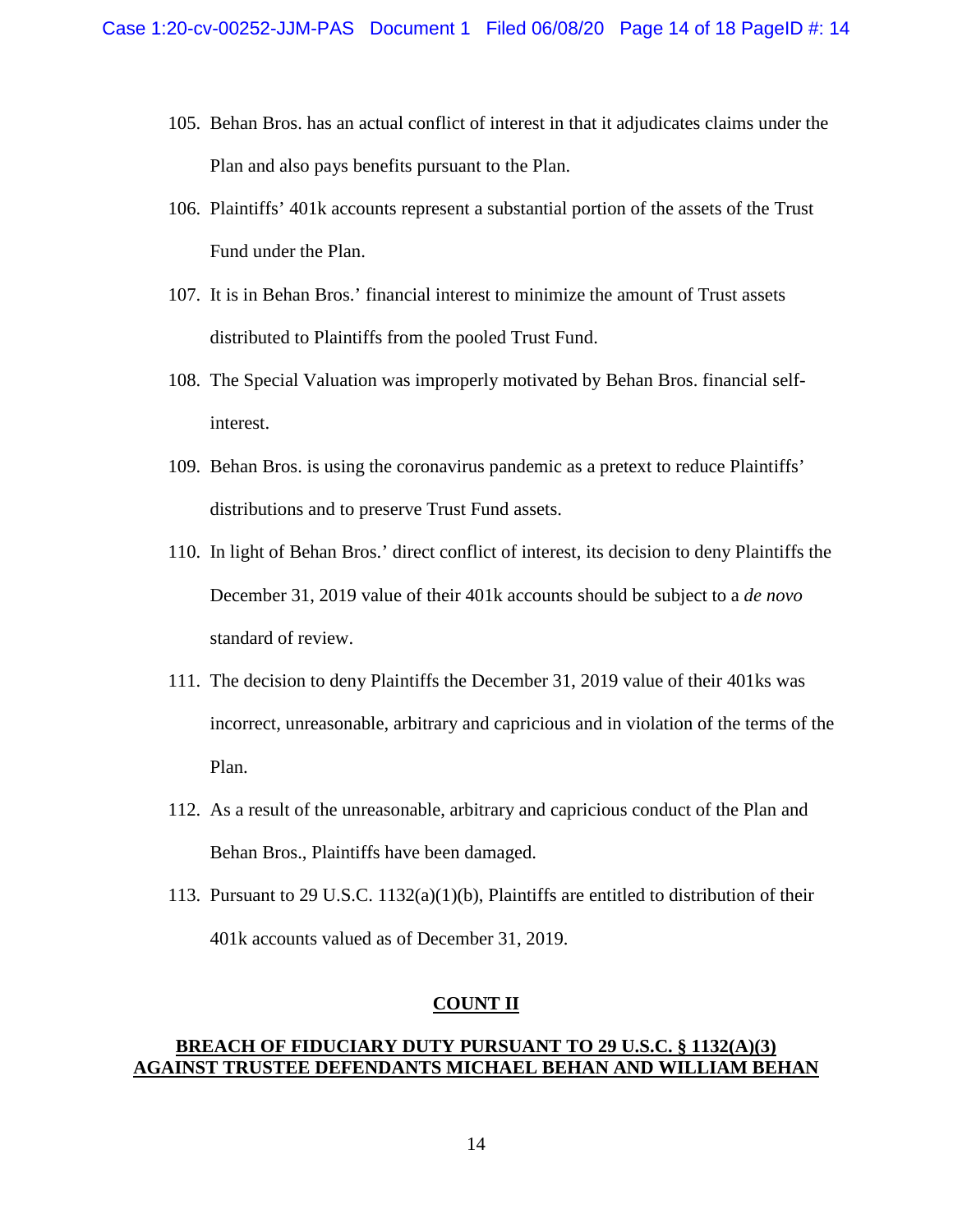105. Behan Bros. has an actual conflict of interest in that it adjudicates claims under the Plan and also pays benefits pursuant to the Plan.

106. Plaintiffs' 401k accounts represent a substantial portion of the assets of the Trust Fund under the Plan.

107. It is in Behan Bros.' financial interest to minimize the amount of Trust assets distributed to Plaintiffs from the pooled Trust Fund.

108. The Special Valuation was improperly motivated by Behan Bros. financial self-interest.

109. Behan Bros. is using the coronavirus pandemic as a pretext to reduce Plaintiffs' distributions and to preserve Trust Fund assets.

110. In light of Behan Bros.' direct conflict of interest, its decision to deny Plaintiffs the December 31, 2019 value of their 401k accounts should be subject to a *de novo* standard of review.

111. The decision to deny Plaintiffs the December 31, 2019 value of their 401ks was incorrect, unreasonable, arbitrary and capricious and in violation of the terms of the Plan.

112. As a result of the unreasonable, arbitrary and capricious conduct of the Plan and Behan Bros., Plaintiffs have been damaged.

113. Pursuant to 29 U.S.C. 1132(a)(1)(b), Plaintiffs are entitled to distribution of their 401k accounts valued as of December 31, 2019.

## COUNT II

## BREACH OF FIDUCIARY DUTY PURSUANT TO 29 U.S.C. § 1132(A)(3) AGAINST TRUSTEE DEFENDANTS MICHAEL BEHAN AND WILLIAM BEHAN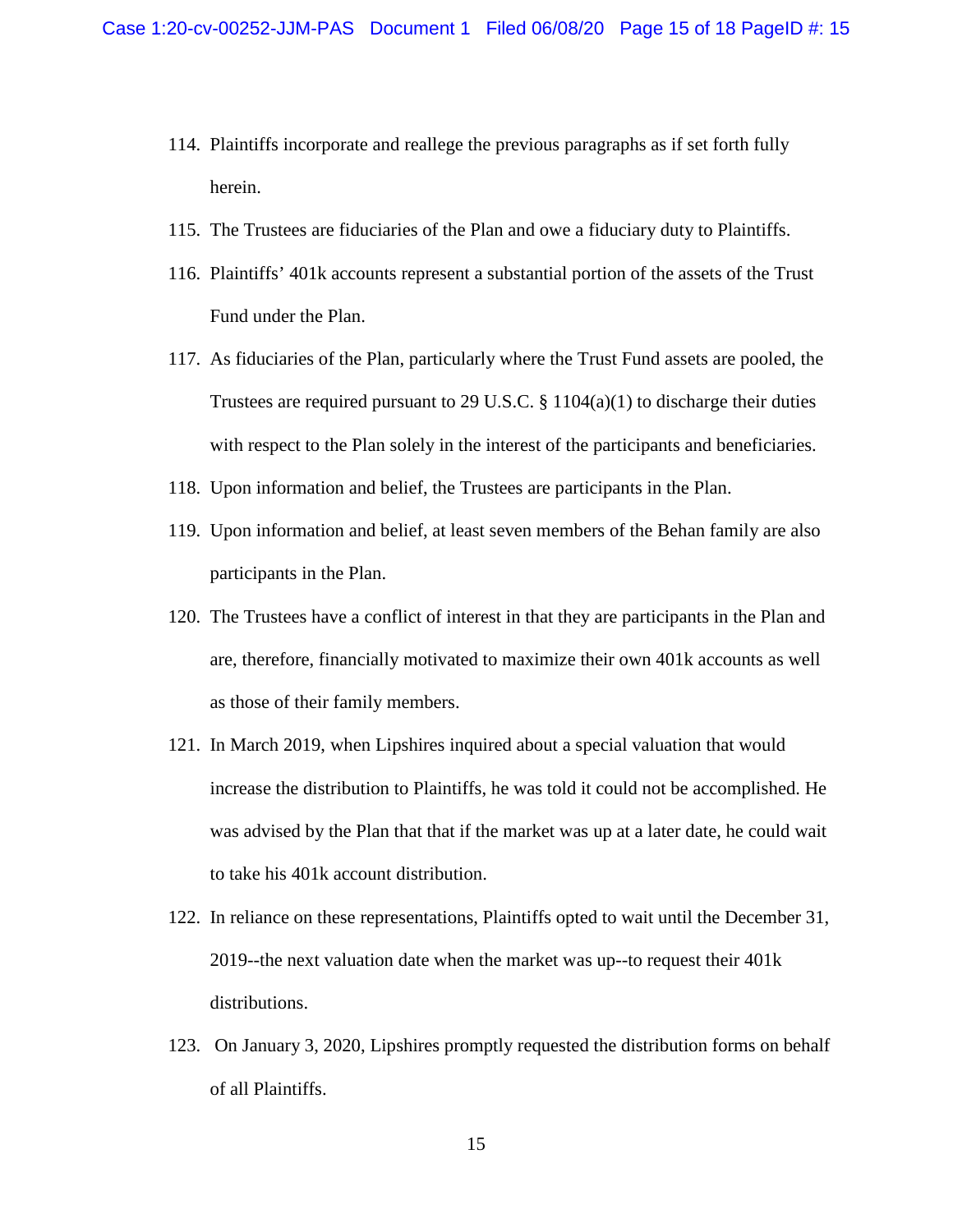114. Plaintiffs incorporate and reallege the previous paragraphs as if set forth fully herein.

115. The Trustees are fiduciaries of the Plan and owe a fiduciary duty to Plaintiffs.

116. Plaintiffs' 401k accounts represent a substantial portion of the assets of the Trust Fund under the Plan.

117. As fiduciaries of the Plan, particularly where the Trust Fund assets are pooled, the Trustees are required pursuant to 29 U.S.C. § 1104(a)(1) to discharge their duties with respect to the Plan solely in the interest of the participants and beneficiaries.

118. Upon information and belief, the Trustees are participants in the Plan.

119. Upon information and belief, at least seven members of the Behan family are also participants in the Plan.

120. The Trustees have a conflict of interest in that they are participants in the Plan and are, therefore, financially motivated to maximize their own 401k accounts as well as those of their family members.

121. In March 2019, when Lipshires inquired about a special valuation that would increase the distribution to Plaintiffs, he was told it could not be accomplished. He was advised by the Plan that that if the market was up at a later date, he could wait to take his 401k account distribution.

122. In reliance on these representations, Plaintiffs opted to wait until the December 31, 2019--the next valuation date when the market was up--to request their 401k distributions.

123. On January 3, 2020, Lipshires promptly requested the distribution forms on behalf of all Plaintiffs.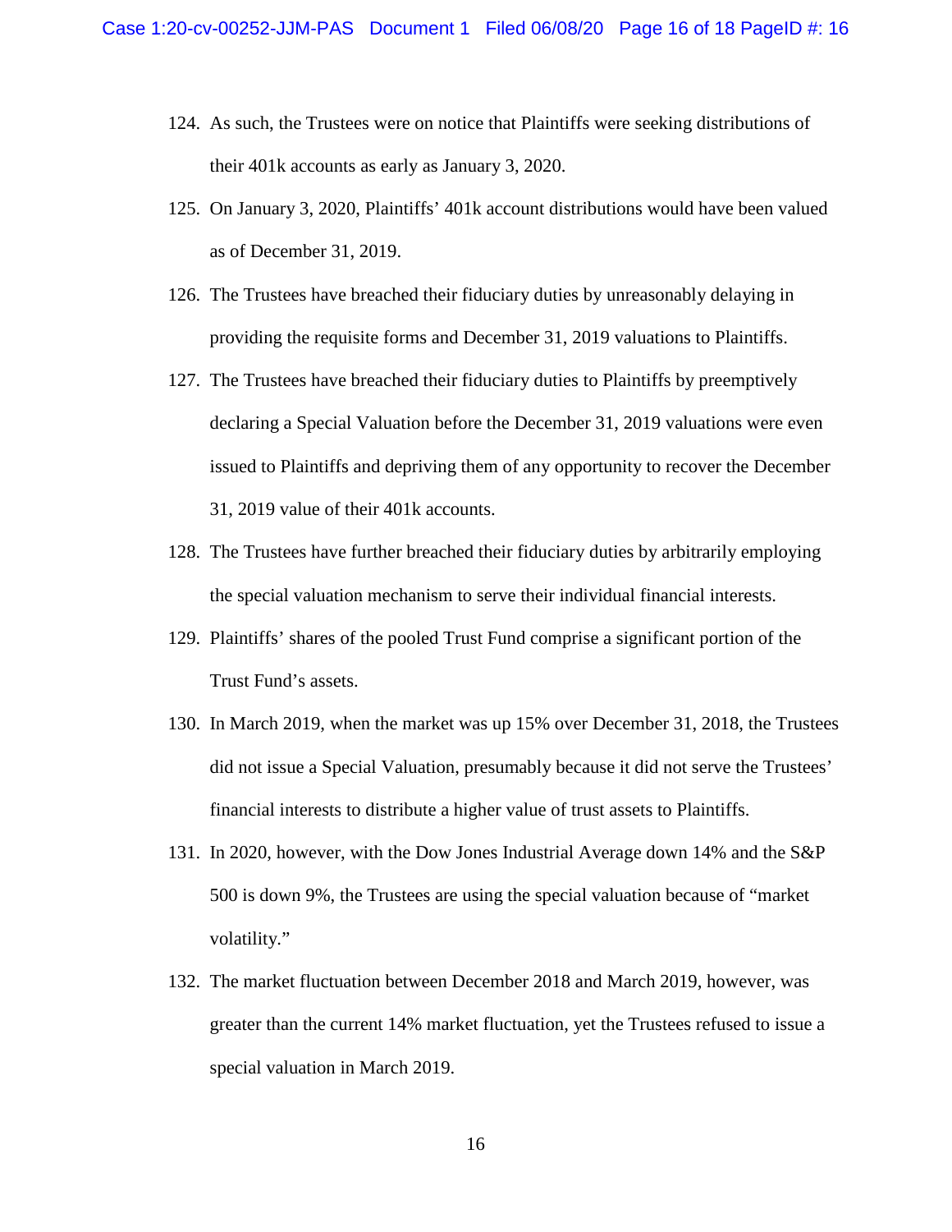124. As such, the Trustees were on notice that Plaintiffs were seeking distributions of their 401k accounts as early as January 3, 2020.

125. On January 3, 2020, Plaintiffs' 401k account distributions would have been valued as of December 31, 2019.

126. The Trustees have breached their fiduciary duties by unreasonably delaying in providing the requisite forms and December 31, 2019 valuations to Plaintiffs.

127. The Trustees have breached their fiduciary duties to Plaintiffs by preemptively declaring a Special Valuation before the December 31, 2019 valuations were even issued to Plaintiffs and depriving them of any opportunity to recover the December 31, 2019 value of their 401k accounts.

128. The Trustees have further breached their fiduciary duties by arbitrarily employing the special valuation mechanism to serve their individual financial interests.

129. Plaintiffs' shares of the pooled Trust Fund comprise a significant portion of the Trust Fund's assets.

130. In March 2019, when the market was up 15% over December 31, 2018, the Trustees did not issue a Special Valuation, presumably because it did not serve the Trustees' financial interests to distribute a higher value of trust assets to Plaintiffs.

131. In 2020, however, with the Dow Jones Industrial Average down 14% and the S&P 500 is down 9%, the Trustees are using the special valuation because of "market volatility."

132. The market fluctuation between December 2018 and March 2019, however, was greater than the current 14% market fluctuation, yet the Trustees refused to issue a special valuation in March 2019.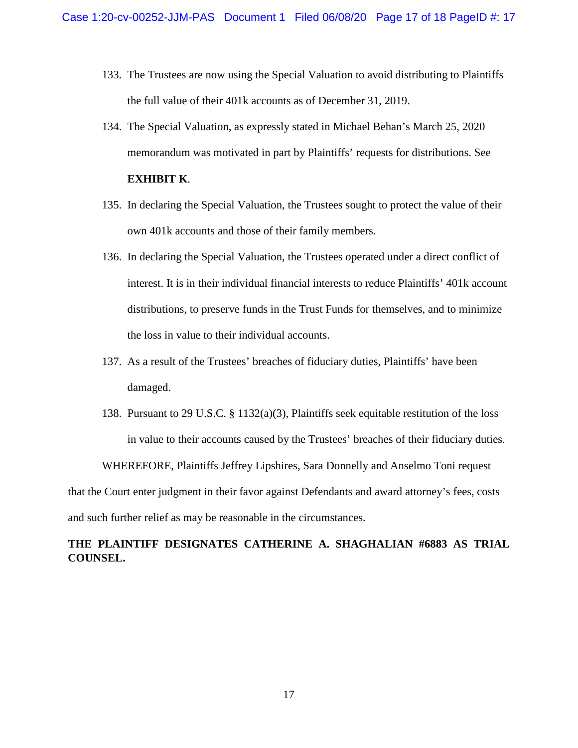133. The Trustees are now using the Special Valuation to avoid distributing to Plaintiffs the full value of their 401k accounts as of December 31, 2019.

134. The Special Valuation, as expressly stated in Michael Behan's March 25, 2020 memorandum was motivated in part by Plaintiffs' requests for distributions. See **EXHIBIT K**.

135. In declaring the Special Valuation, the Trustees sought to protect the value of their own 401k accounts and those of their family members.

136. In declaring the Special Valuation, the Trustees operated under a direct conflict of interest. It is in their individual financial interests to reduce Plaintiffs' 401k account distributions, to preserve funds in the Trust Funds for themselves, and to minimize the loss in value to their individual accounts.

137. As a result of the Trustees' breaches of fiduciary duties, Plaintiffs' have been damaged.

138. Pursuant to 29 U.S.C. § 1132(a)(3), Plaintiffs seek equitable restitution of the loss in value to their accounts caused by the Trustees' breaches of their fiduciary duties.

WHEREFORE, Plaintiffs Jeffrey Lipshires, Sara Donnelly and Anselmo Toni request that the Court enter judgment in their favor against Defendants and award attorney's fees, costs and such further relief as may be reasonable in the circumstances.

**THE PLAINTIFF DESIGNATES CATHERINE A. SHAGHALIAN #6883 AS TRIAL COUNSEL.**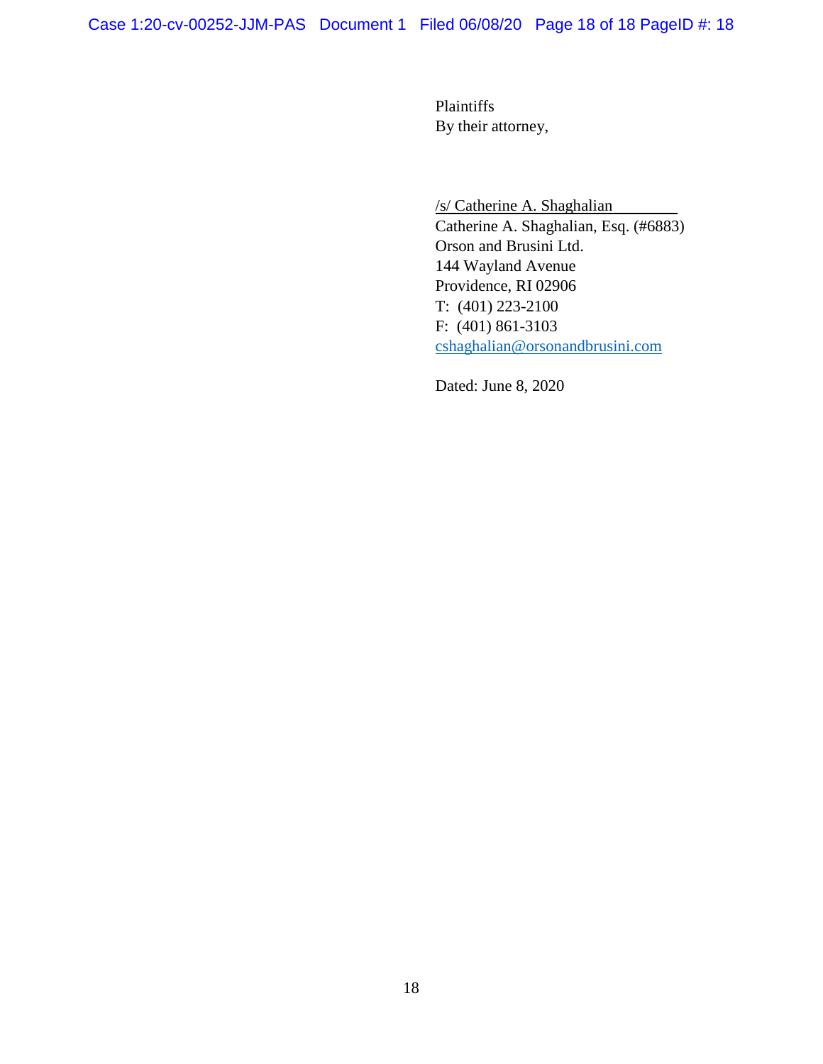Plaintiffs
By their attorney,

/s/ Catherine A. Shaghalian
Catherine A. Shaghalian, Esq. (#6883)
Orson and Brusini Ltd.
144 Wayland Avenue
Providence, RI 02906
T: (401) 223-2100
F: (401) 861-3103
cshaghalian@orsonandbrusini.com

Dated: June 8, 2020